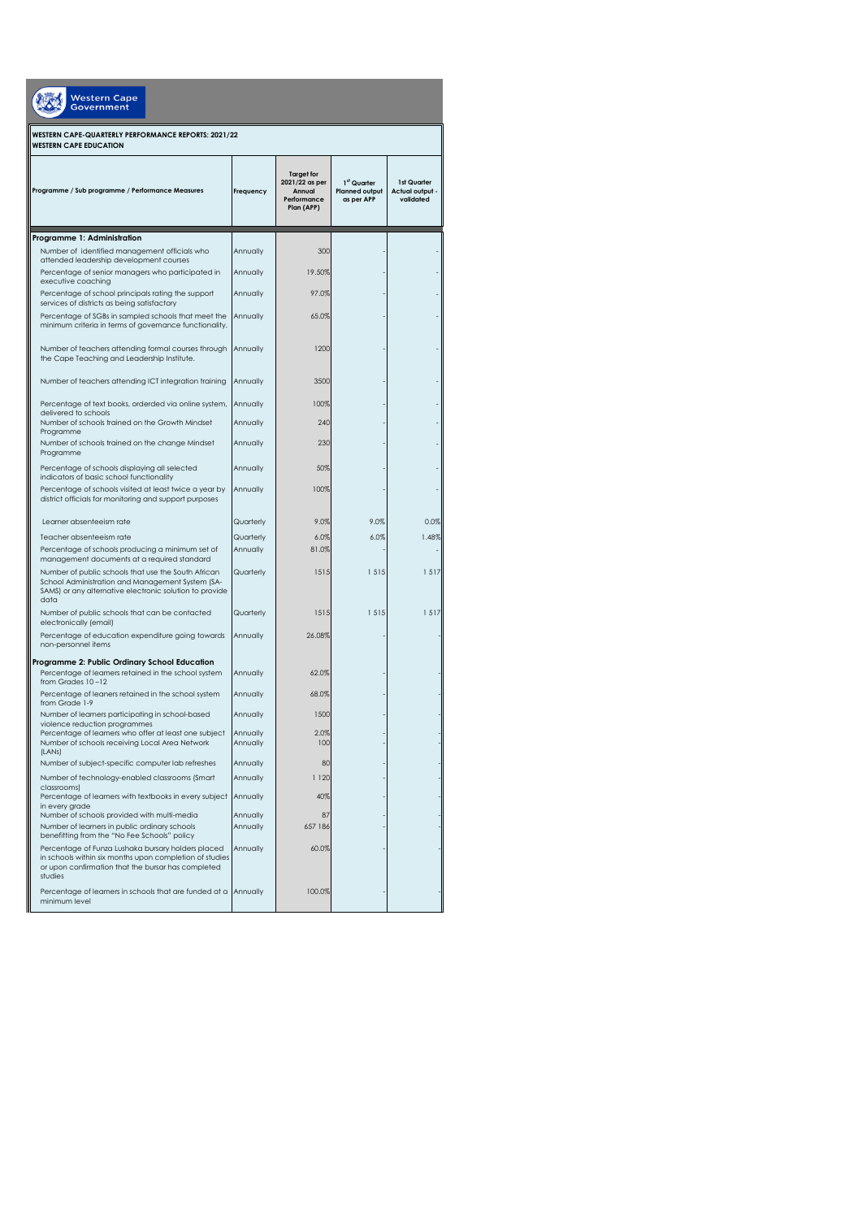Western Cape Government

**WESTERN CAPE-QUARTERLY PERFORMANCE REPORTS: 2021/22**
**WESTERN CAPE EDUCATION**

| Programme / Sub programme / Performance Measures | Frequency | Target for 2021/22 as per Annual Performance Plan (APP) | 1st Quarter Planned output as per APP | 1st Quarter Actual output - validated |
|---|---|---|---|---|
| **Programme 1: Administration** | | | | |
| Number of identified management officials who attended leadership development courses | Annually | 300 | - | - |
| Percentage of senior managers who participated in executive coaching | Annually | 19.50% | - | - |
| Percentage of school principals rating the support services of districts as being satisfactory | Annually | 97.0% | - | - |
| Percentage of SGBs in sampled schools that meet the minimum criteria in terms of governance functionality. | Annually | 65.0% | - | - |
| Number of teachers attending formal courses through the Cape Teaching and Leadership Institute. | Annually | 1200 | - | - |
| Number of teachers attending ICT integration training | Annually | 3500 | - | - |
| Percentage of text books, orderded via online system, delivered to schools | Annually | 100% | - | - |
| Number of schools trained on the Growth Mindset Programme | Annually | 240 | - | - |
| Number of schools trained on the change Mindset Programme | Annually | 230 | - | - |
| Percentage of schools displaying all selected indicators of basic school functionality | Annually | 50% | - | - |
| Percentage of schools visited at least twice a year by district officials for monitoring and support purposes | Annually | 100% | - | - |
| Learner absenteeism rate | Quarterly | 9.0% | 9.0% | 0.0% |
| Teacher absenteeism rate | Quarterly | 6.0% | 6.0% | 1.48% |
| Percentage of schools producing a minimum set of management documents at a required standard | Annually | 81.0% | - | - |
| Number of public schools that use the South African School Administration and Management System (SA-SAMS) or any alternative electronic solution to provide data | Quarterly | 1515 | 1 515 | 1 517 |
| Number of public schools that can be contacted electronically (email) | Quarterly | 1515 | 1 515 | 1 517 |
| Percentage of education expenditure going towards non-personnel items | Annually | 26.08% | - | - |
| **Programme 2: Public Ordinary School Education** | | | | |
| Percentage of learners retained in the school system from Grades 10 –12 | Annually | 62.0% | - | - |
| Percentage of leaners retained in the school system from Grade 1-9 | Annually | 68.0% | - | - |
| Number of learners participating in school-based violence reduction programmes | Annually | 1500 | - | - |
| Percentage of learners who offer at least one subject | Annually | 2.0% | - | - |
| Number of schools receiving Local Area Network (LANs) | Annually | 100 | - | - |
| Number of subject-specific computer lab refreshes | Annually | 80 | - | - |
| Number of technology-enabled classrooms (Smart classrooms) | Annually | 1 120 | - | - |
| Percentage of learners with textbooks in every subject in every grade | Annually | 40% | - | - |
| Number of schools provided with multi-media | Annually | 87 | - | - |
| Number of learners in public ordinary schools benefitting from the "No Fee Schools" policy | Annually | 657 186 | - | - |
| Percentage of Funza Lushaka bursary holders placed in schools within six months upon completion of studies or upon confirmation that the bursar has completed studies | Annually | 60.0% | - | - |
| Percentage of learners in schools that are funded at a minimum level | Annually | 100.0% | - | - |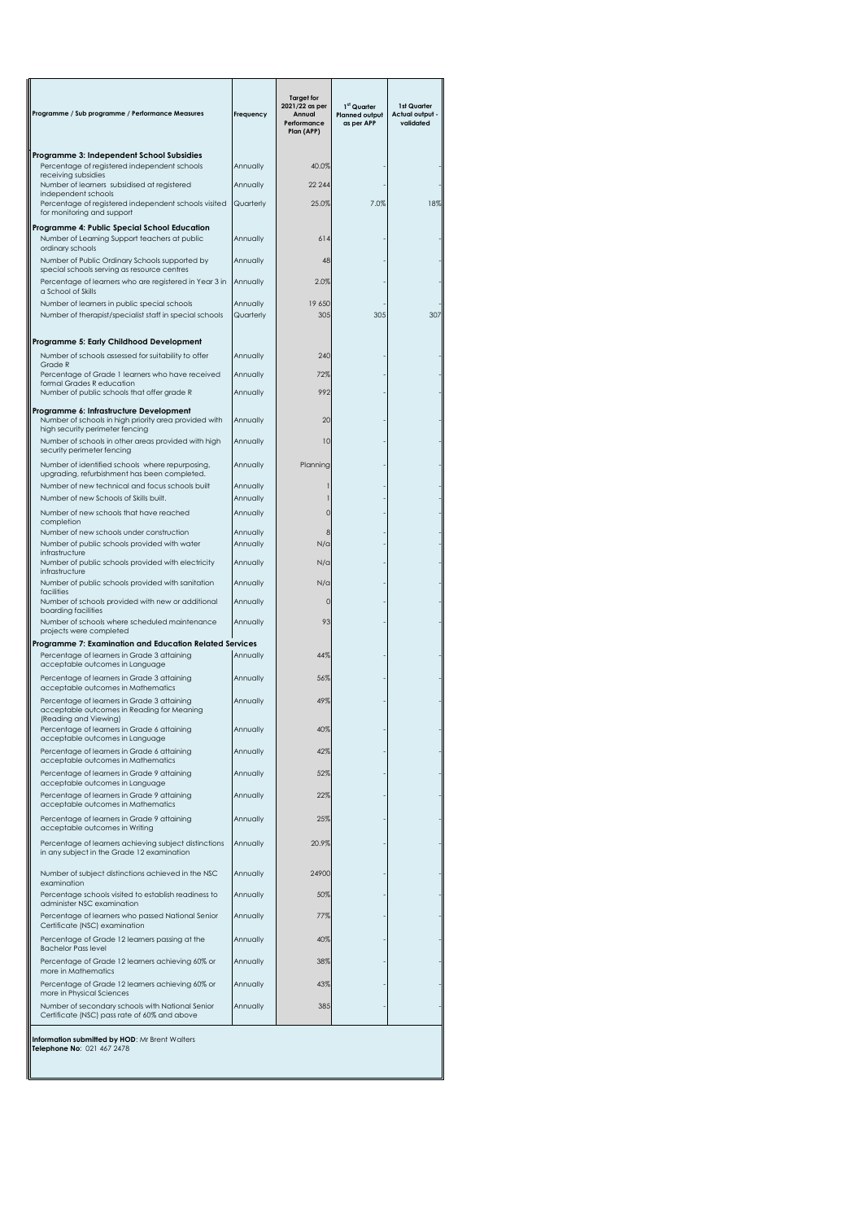| Programme / Sub programme / Performance Measures | Frequency | Target for 2021/22 as per Annual Performance Plan (APP) | 1st Quarter Planned output as per APP | 1st Quarter Actual output - validated |
|---|---|---|---|---|
| **Programme 3: Independent School Subsidies** | | | | |
| Percentage of registered independent schools receiving subsidies | Annually | 40.0% | - | - |
| Number of learners subsidised at registered independent schools | Annually | 22 244 | - | - |
| Percentage of registered independent schools visited for monitoring and support | Quarterly | 25.0% | 7.0% | 18% |
| **Programme 4: Public Special School Education** | | | | |
| Number of Learning Support teachers at public ordinary schools | Annually | 614 | - | - |
| Number of Public Ordinary Schools supported by special schools serving as resource centres | Annually | 48 | - | - |
| Percentage of learners who are registered in Year 3 in a School of Skills | Annually | 2.0% | - | - |
| Number of learners in public special schools | Annually | 19 650 | - | - |
| Number of therapist/specialist staff in special schools | Quarterly | 305 | 305 | 307 |
| **Programme 5: Early Childhood Development** | | | | |
| Number of schools assessed for suitability to offer Grade R | Annually | 240 | - | - |
| Percentage of Grade 1 learners who have received formal Grades R education | Annually | 72% | - | - |
| Number of public schools that offer grade R | Annually | 992 | - | - |
| **Programme 6: Infrastructure Development** | | | | |
| Number of schools in high priority area provided with high security perimeter fencing | Annually | 20 | - | - |
| Number of schools in other areas provided with high security perimeter fencing | Annually | 10 | - | - |
| Number of identified schools where repurposing, upgrading, refurbishment has been completed. | Annually | Planning | - | - |
| Number of new technical and focus schools built | Annually | 1 | - | - |
| Number of new Schools of Skills built. | Annually | 1 | - | - |
| Number of new schools that have reached completion | Annually | 0 | - | - |
| Number of new schools under construction | Annually | 8 | - | - |
| Number of public schools provided with water infrastructure | Annually | N/a | - | - |
| Number of public schools provided with electricity infrastructure | Annually | N/a | - | - |
| Number of public schools provided with sanitation facilities | Annually | N/a | - | - |
| Number of schools provided with new or additional boarding facilities | Annually | 0 | - | - |
| Number of schools where scheduled maintenance projects were completed | Annually | 93 | - | - |
| **Programme 7: Examination and Education Related Services** | | | | |
| Percentage of learners in Grade 3 attaining acceptable outcomes in Language | Annually | 44% | - | - |
| Percentage of learners in Grade 3 attaining acceptable outcomes in Mathematics | Annually | 56% | - | - |
| Percentage of learners in Grade 3 attaining acceptable outcomes in Reading for Meaning (Reading and Viewing) | Annually | 49% | - | - |
| Percentage of learners in Grade 6 attaining acceptable outcomes in Language | Annually | 40% | - | - |
| Percentage of learners in Grade 6 attaining acceptable outcomes in Mathematics | Annually | 42% | - | - |
| Percentage of learners in Grade 9 attaining acceptable outcomes in Language | Annually | 52% | - | - |
| Percentage of learners in Grade 9 attaining acceptable outcomes in Mathematics | Annually | 22% | - | - |
| Percentage of learners in Grade 9 attaining acceptable outcomes in Writing | Annually | 25% | - | - |
| Percentage of learners achieving subject distinctions in any subject in the Grade 12 examination | Annually | 20.9% | - | - |
| Number of subject distinctions achieved in the NSC examination | Annually | 24900 | - | - |
| Percentage schools visited to establish readiness to administer NSC examination | Annually | 50% | - | - |
| Percentage of learners who passed National Senior Certificate (NSC) examination | Annually | 77% | - | - |
| Percentage of Grade 12 learners passing at the Bachelor Pass level | Annually | 40% | - | - |
| Percentage of Grade 12 learners achieving 60% or more in Mathematics | Annually | 38% | - | - |
| Percentage of Grade 12 learners achieving 60% or more in Physical Sciences | Annually | 43% | - | - |
| Number of secondary schools with National Senior Certificate (NSC) pass rate of 60% and above | Annually | 385 | - | - |

**Information submitted by HOD**: Mr Brent Walters
**Telephone No**: 021 467 2478